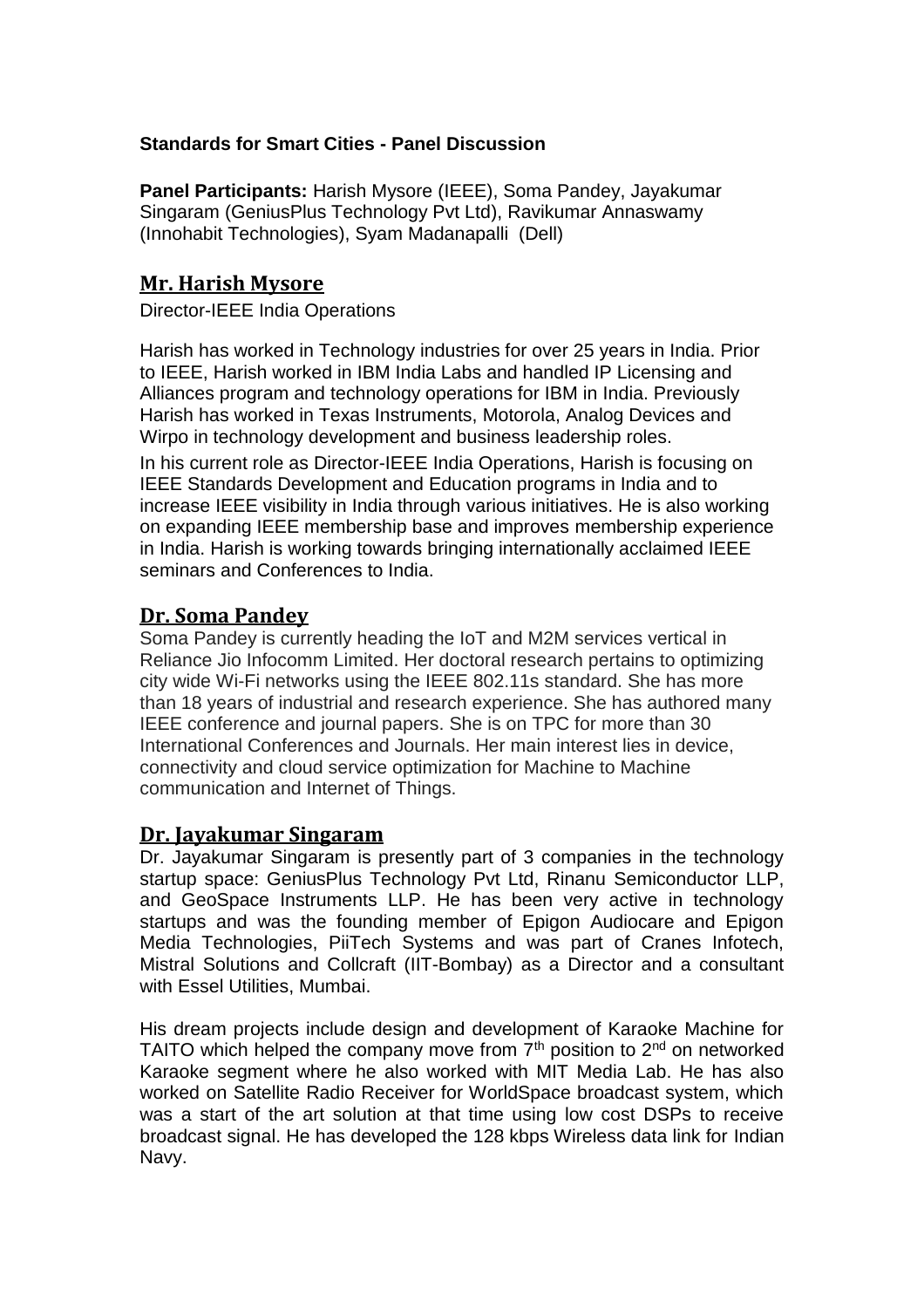**Standards for Smart Cities - Panel Discussion**

**Panel Participants:** Harish Mysore (IEEE), Soma Pandey, Jayakumar Singaram (GeniusPlus Technology Pvt Ltd), Ravikumar Annaswamy (Innohabit Technologies), Syam Madanapalli (Dell)

## Mr. Harish Mysore

Director-IEEE India Operations

Harish has worked in Technology industries for over 25 years in India. Prior to IEEE, Harish worked in IBM India Labs and handled IP Licensing and Alliances program and technology operations for IBM in India. Previously Harish has worked in Texas Instruments, Motorola, Analog Devices and Wirpo in technology development and business leadership roles.

In his current role as Director-IEEE India Operations, Harish is focusing on IEEE Standards Development and Education programs in India and to increase IEEE visibility in India through various initiatives. He is also working on expanding IEEE membership base and improves membership experience in India. Harish is working towards bringing internationally acclaimed IEEE seminars and Conferences to India.

## Dr. Soma Pandey

Soma Pandey is currently heading the IoT and M2M services vertical in Reliance Jio Infocomm Limited. Her doctoral research pertains to optimizing city wide Wi-Fi networks using the IEEE 802.11s standard. She has more than 18 years of industrial and research experience. She has authored many IEEE conference and journal papers. She is on TPC for more than 30 International Conferences and Journals. Her main interest lies in device, connectivity and cloud service optimization for Machine to Machine communication and Internet of Things.

## Dr. Jayakumar Singaram

Dr. Jayakumar Singaram is presently part of 3 companies in the technology startup space: GeniusPlus Technology Pvt Ltd, Rinanu Semiconductor LLP, and GeoSpace Instruments LLP. He has been very active in technology startups and was the founding member of Epigon Audiocare and Epigon Media Technologies, PiiTech Systems and was part of Cranes Infotech, Mistral Solutions and Collcraft (IIT-Bombay) as a Director and a consultant with Essel Utilities, Mumbai.

His dream projects include design and development of Karaoke Machine for TAITO which helped the company move from 7th position to 2nd on networked Karaoke segment where he also worked with MIT Media Lab. He has also worked on Satellite Radio Receiver for WorldSpace broadcast system, which was a start of the art solution at that time using low cost DSPs to receive broadcast signal. He has developed the 128 kbps Wireless data link for Indian Navy.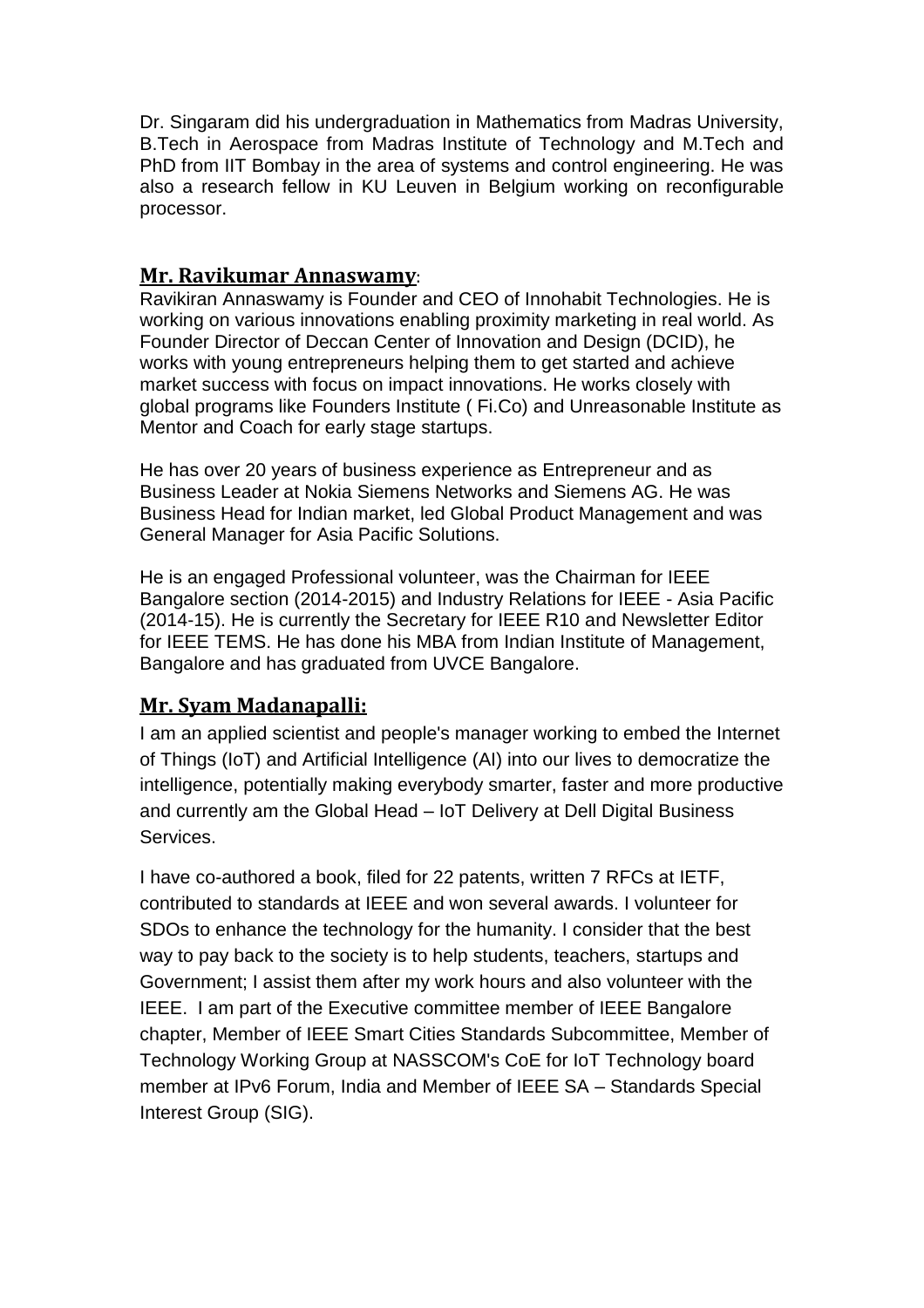Dr. Singaram did his undergraduation in Mathematics from Madras University, B.Tech in Aerospace from Madras Institute of Technology and M.Tech and PhD from IIT Bombay in the area of systems and control engineering. He was also a research fellow in KU Leuven in Belgium working on reconfigurable processor.

## Mr. Ravikumar Annaswamy:

Ravikiran Annaswamy is Founder and CEO of Innohabit Technologies. He is working on various innovations enabling proximity marketing in real world. As Founder Director of Deccan Center of Innovation and Design (DCID), he works with young entrepreneurs helping them to get started and achieve market success with focus on impact innovations. He works closely with global programs like Founders Institute ( Fi.Co) and Unreasonable Institute as Mentor and Coach for early stage startups.

He has over 20 years of business experience as Entrepreneur and as Business Leader at Nokia Siemens Networks and Siemens AG. He was Business Head for Indian market, led Global Product Management and was General Manager for Asia Pacific Solutions.

He is an engaged Professional volunteer, was the Chairman for IEEE Bangalore section (2014-2015) and Industry Relations for IEEE - Asia Pacific (2014-15). He is currently the Secretary for IEEE R10 and Newsletter Editor for IEEE TEMS. He has done his MBA from Indian Institute of Management, Bangalore and has graduated from UVCE Bangalore.

## Mr. Syam Madanapalli:

I am an applied scientist and people's manager working to embed the Internet of Things (IoT) and Artificial Intelligence (AI) into our lives to democratize the intelligence, potentially making everybody smarter, faster and more productive and currently am the Global Head – IoT Delivery at Dell Digital Business Services.

I have co-authored a book, filed for 22 patents, written 7 RFCs at IETF, contributed to standards at IEEE and won several awards. I volunteer for SDOs to enhance the technology for the humanity. I consider that the best way to pay back to the society is to help students, teachers, startups and Government; I assist them after my work hours and also volunteer with the IEEE. I am part of the Executive committee member of IEEE Bangalore chapter, Member of IEEE Smart Cities Standards Subcommittee, Member of Technology Working Group at NASSCOM's CoE for IoT Technology board member at IPv6 Forum, India and Member of IEEE SA – Standards Special Interest Group (SIG).